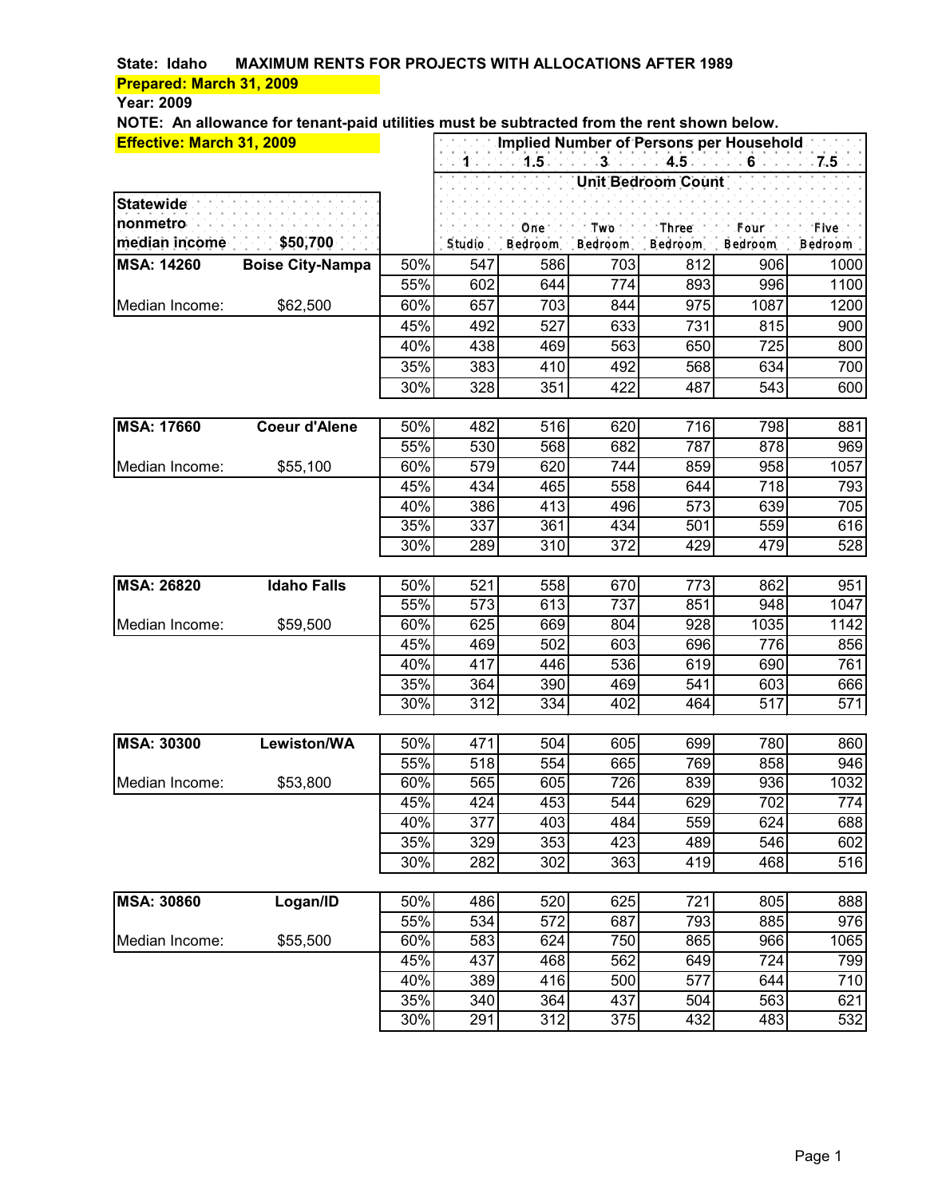**State: Idaho MAXIMUM RENTS FOR PROJECTS WITH ALLOCATIONS AFTER 1989**

**Prepared: March 31, 2009**

**Year: 2009**

**NOTE: An allowance for tenant-paid utilities must be subtracted from the rent shown below.**

**Effective: March 31, 2009**

| | | | Implied Number of Persons per Household | | | | | |
|---|---|---|---|---|---|---|---|---|
| | | | 1 | 1.5 | 3 | 4.5 | 6 | 7.5 |
| | | | Unit Bedroom Count | | | | | |
| **Statewide nonmetro median income** | **$50,700** | | Studio | One Bedroom | Two Bedroom | Three Bedroom | Four Bedroom | Five Bedroom |
| **MSA: 14260** | **Boise City-Nampa** | 50% | 547 | 586 | 703 | 812 | 906 | 1000 |
| | | 55% | 602 | 644 | 774 | 893 | 996 | 1100 |
| Median Income: | $62,500 | 60% | 657 | 703 | 844 | 975 | 1087 | 1200 |
| | | 45% | 492 | 527 | 633 | 731 | 815 | 900 |
| | | 40% | 438 | 469 | 563 | 650 | 725 | 800 |
| | | 35% | 383 | 410 | 492 | 568 | 634 | 700 |
| | | 30% | 328 | 351 | 422 | 487 | 543 | 600 |
| **MSA: 17660** | **Coeur d'Alene** | 50% | 482 | 516 | 620 | 716 | 798 | 881 |
| | | 55% | 530 | 568 | 682 | 787 | 878 | 969 |
| Median Income: | $55,100 | 60% | 579 | 620 | 744 | 859 | 958 | 1057 |
| | | 45% | 434 | 465 | 558 | 644 | 718 | 793 |
| | | 40% | 386 | 413 | 496 | 573 | 639 | 705 |
| | | 35% | 337 | 361 | 434 | 501 | 559 | 616 |
| | | 30% | 289 | 310 | 372 | 429 | 479 | 528 |
| **MSA: 26820** | **Idaho Falls** | 50% | 521 | 558 | 670 | 773 | 862 | 951 |
| | | 55% | 573 | 613 | 737 | 851 | 948 | 1047 |
| Median Income: | $59,500 | 60% | 625 | 669 | 804 | 928 | 1035 | 1142 |
| | | 45% | 469 | 502 | 603 | 696 | 776 | 856 |
| | | 40% | 417 | 446 | 536 | 619 | 690 | 761 |
| | | 35% | 364 | 390 | 469 | 541 | 603 | 666 |
| | | 30% | 312 | 334 | 402 | 464 | 517 | 571 |
| **MSA: 30300** | **Lewiston/WA** | 50% | 471 | 504 | 605 | 699 | 780 | 860 |
| | | 55% | 518 | 554 | 665 | 769 | 858 | 946 |
| Median Income: | $53,800 | 60% | 565 | 605 | 726 | 839 | 936 | 1032 |
| | | 45% | 424 | 453 | 544 | 629 | 702 | 774 |
| | | 40% | 377 | 403 | 484 | 559 | 624 | 688 |
| | | 35% | 329 | 353 | 423 | 489 | 546 | 602 |
| | | 30% | 282 | 302 | 363 | 419 | 468 | 516 |
| **MSA: 30860** | **Logan/ID** | 50% | 486 | 520 | 625 | 721 | 805 | 888 |
| | | 55% | 534 | 572 | 687 | 793 | 885 | 976 |
| Median Income: | $55,500 | 60% | 583 | 624 | 750 | 865 | 966 | 1065 |
| | | 45% | 437 | 468 | 562 | 649 | 724 | 799 |
| | | 40% | 389 | 416 | 500 | 577 | 644 | 710 |
| | | 35% | 340 | 364 | 437 | 504 | 563 | 621 |
| | | 30% | 291 | 312 | 375 | 432 | 483 | 532 |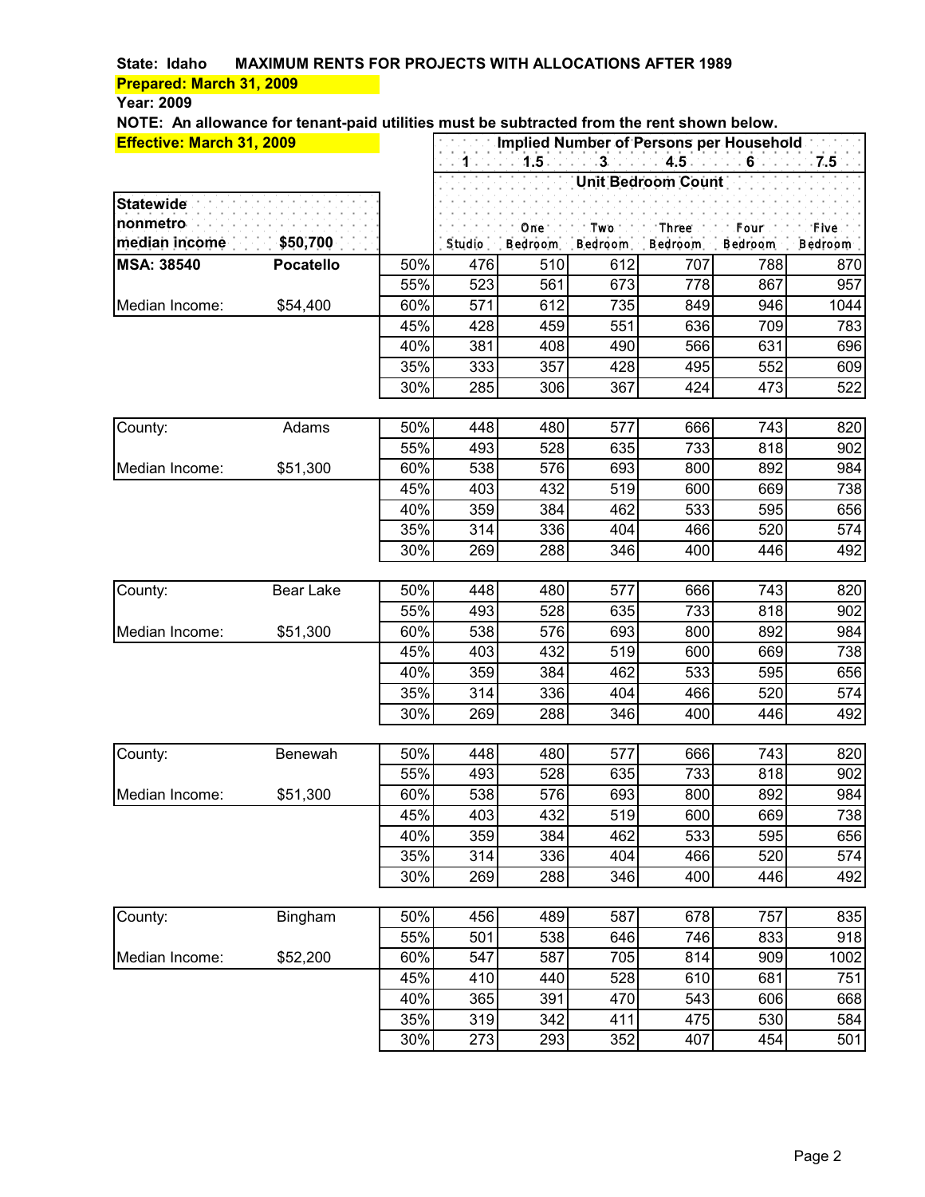**State: Idaho MAXIMUM RENTS FOR PROJECTS WITH ALLOCATIONS AFTER 1989**

**Prepared: March 31, 2009**

**Year: 2009**

**NOTE: An allowance for tenant-paid utilities must be subtracted from the rent shown below.**

**Effective: March 31, 2009**

| | | | Implied Number of Persons per Household | | | | | |
|---|---|---|---|---|---|---|---|---|
| | | | 1 | 1.5 | 3 | 4.5 | 6 | 7.5 |
| | | | Unit Bedroom Count | | | | | |
| **Statewide nonmetro median income** | **$50,700** | | Studio | One Bedroom | Two Bedroom | Three Bedroom | Four Bedroom | Five Bedroom |
| **MSA: 38540** | **Pocatello** | 50% | 476 | 510 | 612 | 707 | 788 | 870 |
| | | 55% | 523 | 561 | 673 | 778 | 867 | 957 |
| Median Income: | $54,400 | 60% | 571 | 612 | 735 | 849 | 946 | 1044 |
| | | 45% | 428 | 459 | 551 | 636 | 709 | 783 |
| | | 40% | 381 | 408 | 490 | 566 | 631 | 696 |
| | | 35% | 333 | 357 | 428 | 495 | 552 | 609 |
| | | 30% | 285 | 306 | 367 | 424 | 473 | 522 |
| County: | Adams | 50% | 448 | 480 | 577 | 666 | 743 | 820 |
| | | 55% | 493 | 528 | 635 | 733 | 818 | 902 |
| Median Income: | $51,300 | 60% | 538 | 576 | 693 | 800 | 892 | 984 |
| | | 45% | 403 | 432 | 519 | 600 | 669 | 738 |
| | | 40% | 359 | 384 | 462 | 533 | 595 | 656 |
| | | 35% | 314 | 336 | 404 | 466 | 520 | 574 |
| | | 30% | 269 | 288 | 346 | 400 | 446 | 492 |
| County: | Bear Lake | 50% | 448 | 480 | 577 | 666 | 743 | 820 |
| | | 55% | 493 | 528 | 635 | 733 | 818 | 902 |
| Median Income: | $51,300 | 60% | 538 | 576 | 693 | 800 | 892 | 984 |
| | | 45% | 403 | 432 | 519 | 600 | 669 | 738 |
| | | 40% | 359 | 384 | 462 | 533 | 595 | 656 |
| | | 35% | 314 | 336 | 404 | 466 | 520 | 574 |
| | | 30% | 269 | 288 | 346 | 400 | 446 | 492 |
| County: | Benewah | 50% | 448 | 480 | 577 | 666 | 743 | 820 |
| | | 55% | 493 | 528 | 635 | 733 | 818 | 902 |
| Median Income: | $51,300 | 60% | 538 | 576 | 693 | 800 | 892 | 984 |
| | | 45% | 403 | 432 | 519 | 600 | 669 | 738 |
| | | 40% | 359 | 384 | 462 | 533 | 595 | 656 |
| | | 35% | 314 | 336 | 404 | 466 | 520 | 574 |
| | | 30% | 269 | 288 | 346 | 400 | 446 | 492 |
| County: | Bingham | 50% | 456 | 489 | 587 | 678 | 757 | 835 |
| | | 55% | 501 | 538 | 646 | 746 | 833 | 918 |
| Median Income: | $52,200 | 60% | 547 | 587 | 705 | 814 | 909 | 1002 |
| | | 45% | 410 | 440 | 528 | 610 | 681 | 751 |
| | | 40% | 365 | 391 | 470 | 543 | 606 | 668 |
| | | 35% | 319 | 342 | 411 | 475 | 530 | 584 |
| | | 30% | 273 | 293 | 352 | 407 | 454 | 501 |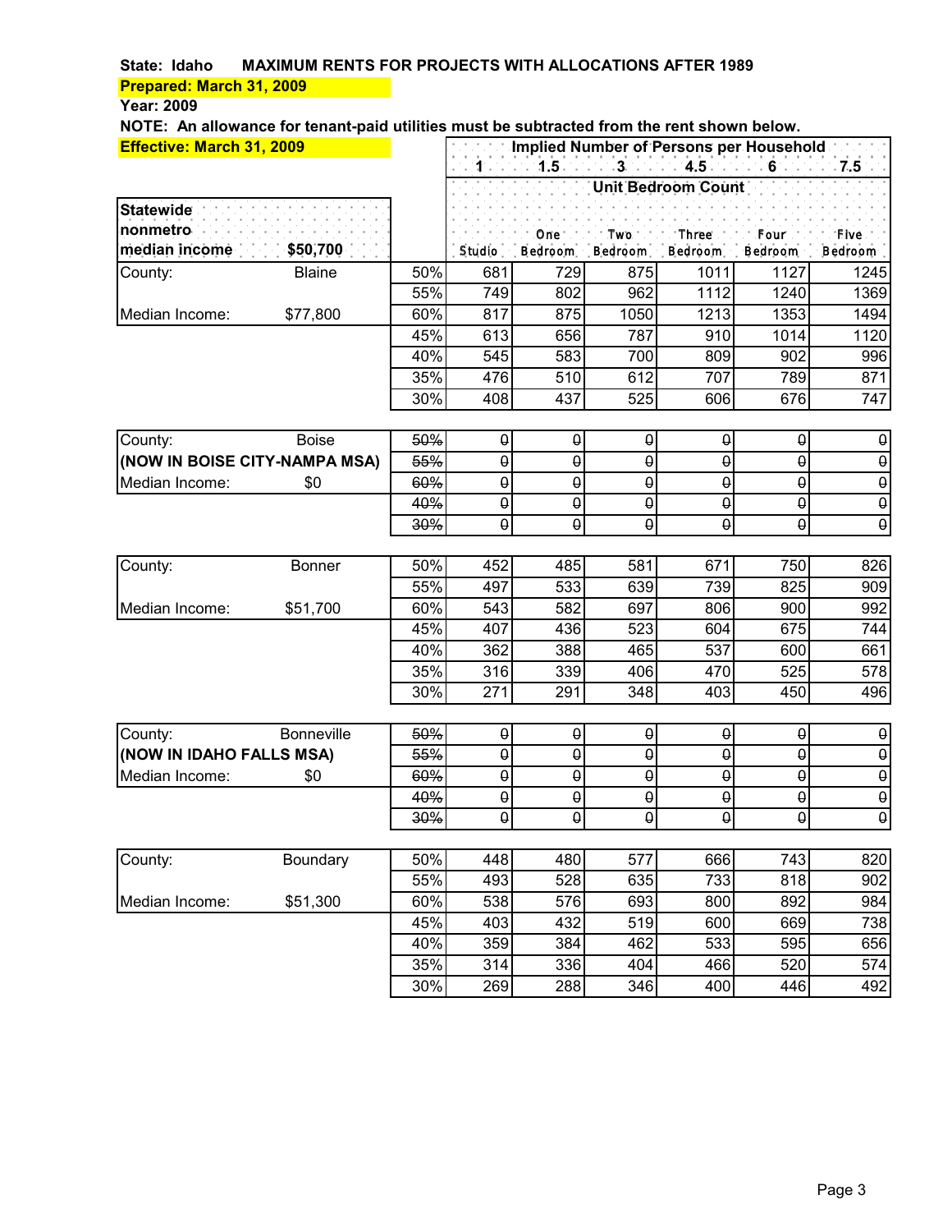**State: Idaho MAXIMUM RENTS FOR PROJECTS WITH ALLOCATIONS AFTER 1989**

**Prepared: March 31, 2009**

**Year: 2009**

**NOTE: An allowance for tenant-paid utilities must be subtracted from the rent shown below.**

**Effective: March 31, 2009**

| | | | Implied Number of Persons per Household | | | | | |
|---|---|---|---|---|---|---|---|---|
| | | | 1 | 1.5 | 3 | 4.5 | 6 | 7.5 |
| | | | Unit Bedroom Count | | | | | |
| **Statewide nonmetro median income** | **$50,700** | | Studio | One Bedroom | Two Bedroom | Three Bedroom | Four Bedroom | Five Bedroom |
| County: | Blaine | 50% | 681 | 729 | 875 | 1011 | 1127 | 1245 |
| | | 55% | 749 | 802 | 962 | 1112 | 1240 | 1369 |
| Median Income: | $77,800 | 60% | 817 | 875 | 1050 | 1213 | 1353 | 1494 |
| | | 45% | 613 | 656 | 787 | 910 | 1014 | 1120 |
| | | 40% | 545 | 583 | 700 | 809 | 902 | 996 |
| | | 35% | 476 | 510 | 612 | 707 | 789 | 871 |
| | | 30% | 408 | 437 | 525 | 606 | 676 | 747 |
| County: | Boise | ~~50%~~ | ~~0~~ | ~~0~~ | ~~0~~ | ~~0~~ | ~~0~~ | ~~0~~ |
| (NOW IN BOISE CITY-NAMPA MSA) | | ~~55%~~ | ~~0~~ | ~~0~~ | ~~0~~ | ~~0~~ | ~~0~~ | ~~0~~ |
| Median Income: | $0 | ~~60%~~ | ~~0~~ | ~~0~~ | ~~0~~ | ~~0~~ | ~~0~~ | ~~0~~ |
| | | ~~40%~~ | ~~0~~ | ~~0~~ | ~~0~~ | ~~0~~ | ~~0~~ | ~~0~~ |
| | | ~~30%~~ | ~~0~~ | ~~0~~ | ~~0~~ | ~~0~~ | ~~0~~ | ~~0~~ |
| County: | Bonner | 50% | 452 | 485 | 581 | 671 | 750 | 826 |
| | | 55% | 497 | 533 | 639 | 739 | 825 | 909 |
| Median Income: | $51,700 | 60% | 543 | 582 | 697 | 806 | 900 | 992 |
| | | 45% | 407 | 436 | 523 | 604 | 675 | 744 |
| | | 40% | 362 | 388 | 465 | 537 | 600 | 661 |
| | | 35% | 316 | 339 | 406 | 470 | 525 | 578 |
| | | 30% | 271 | 291 | 348 | 403 | 450 | 496 |
| County: | Bonneville | ~~50%~~ | ~~0~~ | ~~0~~ | ~~0~~ | ~~0~~ | ~~0~~ | ~~0~~ |
| (NOW IN IDAHO FALLS MSA) | | ~~55%~~ | ~~0~~ | ~~0~~ | ~~0~~ | ~~0~~ | ~~0~~ | ~~0~~ |
| Median Income: | $0 | ~~60%~~ | ~~0~~ | ~~0~~ | ~~0~~ | ~~0~~ | ~~0~~ | ~~0~~ |
| | | ~~40%~~ | ~~0~~ | ~~0~~ | ~~0~~ | ~~0~~ | ~~0~~ | ~~0~~ |
| | | ~~30%~~ | ~~0~~ | ~~0~~ | ~~0~~ | ~~0~~ | ~~0~~ | ~~0~~ |
| County: | Boundary | 50% | 448 | 480 | 577 | 666 | 743 | 820 |
| | | 55% | 493 | 528 | 635 | 733 | 818 | 902 |
| Median Income: | $51,300 | 60% | 538 | 576 | 693 | 800 | 892 | 984 |
| | | 45% | 403 | 432 | 519 | 600 | 669 | 738 |
| | | 40% | 359 | 384 | 462 | 533 | 595 | 656 |
| | | 35% | 314 | 336 | 404 | 466 | 520 | 574 |
| | | 30% | 269 | 288 | 346 | 400 | 446 | 492 |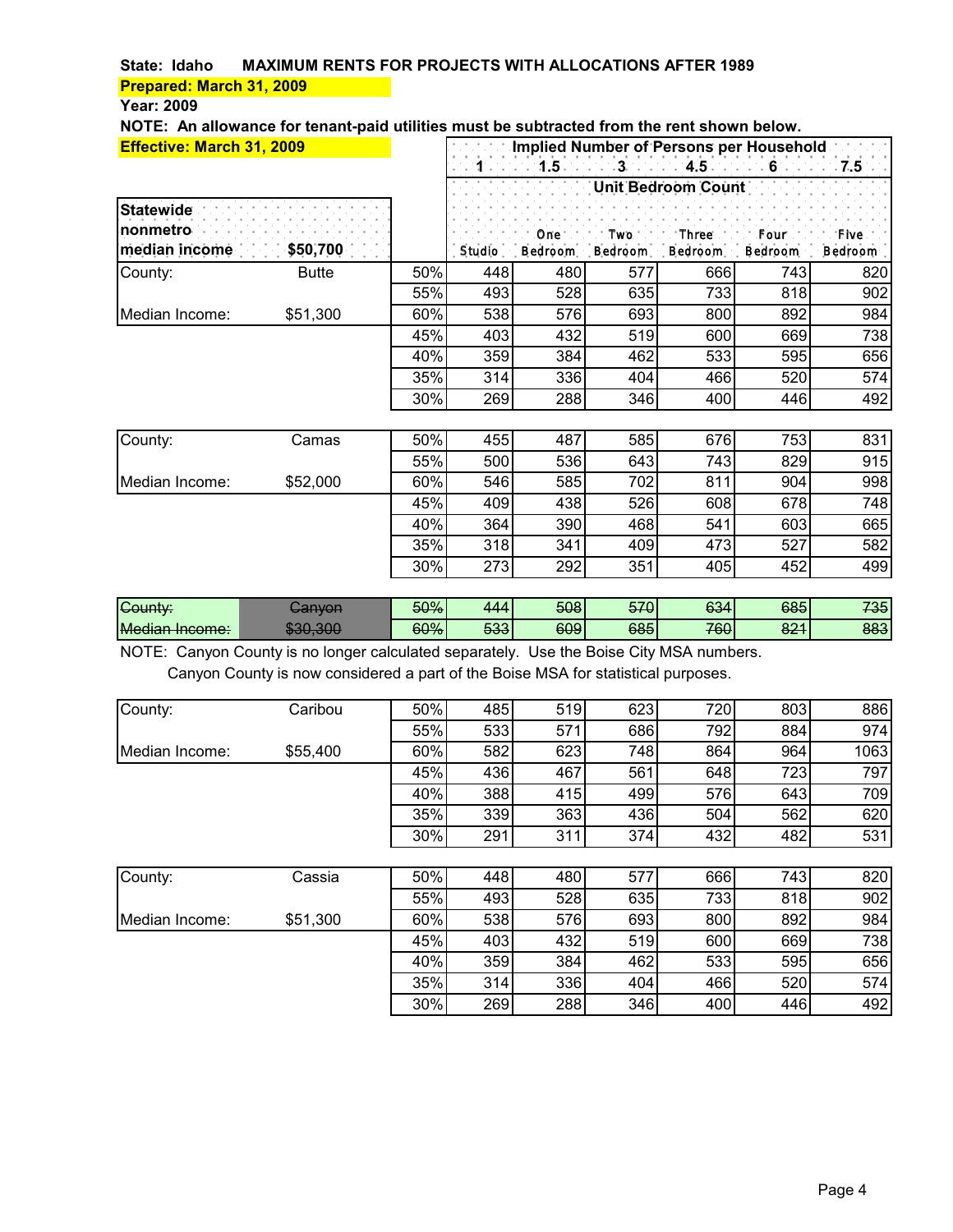**State: Idaho MAXIMUM RENTS FOR PROJECTS WITH ALLOCATIONS AFTER 1989**

**Prepared: March 31, 2009**

**Year: 2009**

**NOTE: An allowance for tenant-paid utilities must be subtracted from the rent shown below.**

**Effective: March 31, 2009**

| | | | Implied Number of Persons per Household | | | | | |
|---|---|---|---|---|---|---|---|---|
| | | | 1 | 1.5 | 3 | 4.5 | 6 | 7.5 |
| | | | Unit Bedroom Count | | | | | |
| **Statewide nonmetro median income** | **$50,700** | | Studio | One Bedroom | Two Bedroom | Three Bedroom | Four Bedroom | Five Bedroom |
| County: | Butte | 50% | 448 | 480 | 577 | 666 | 743 | 820 |
| | | 55% | 493 | 528 | 635 | 733 | 818 | 902 |
| Median Income: | $51,300 | 60% | 538 | 576 | 693 | 800 | 892 | 984 |
| | | 45% | 403 | 432 | 519 | 600 | 669 | 738 |
| | | 40% | 359 | 384 | 462 | 533 | 595 | 656 |
| | | 35% | 314 | 336 | 404 | 466 | 520 | 574 |
| | | 30% | 269 | 288 | 346 | 400 | 446 | 492 |

| | | | | | | | | |
|---|---|---|---|---|---|---|---|---|
| County: | Camas | 50% | 455 | 487 | 585 | 676 | 753 | 831 |
| | | 55% | 500 | 536 | 643 | 743 | 829 | 915 |
| Median Income: | $52,000 | 60% | 546 | 585 | 702 | 811 | 904 | 998 |
| | | 45% | 409 | 438 | 526 | 608 | 678 | 748 |
| | | 40% | 364 | 390 | 468 | 541 | 603 | 665 |
| | | 35% | 318 | 341 | 409 | 473 | 527 | 582 |
| | | 30% | 273 | 292 | 351 | 405 | 452 | 499 |

| | | | | | | | | |
|---|---|---|---|---|---|---|---|---|
| ~~County:~~ | ~~Canyon~~ | ~~50%~~ | ~~444~~ | ~~508~~ | ~~570~~ | ~~634~~ | ~~685~~ | ~~735~~ |
| ~~Median Income:~~ | ~~$30,300~~ | ~~60%~~ | ~~533~~ | ~~609~~ | ~~685~~ | ~~760~~ | ~~821~~ | ~~883~~ |

NOTE: Canyon County is no longer calculated separately. Use the Boise City MSA numbers.
Canyon County is now considered a part of the Boise MSA for statistical purposes.

| | | | | | | | | |
|---|---|---|---|---|---|---|---|---|
| County: | Caribou | 50% | 485 | 519 | 623 | 720 | 803 | 886 |
| | | 55% | 533 | 571 | 686 | 792 | 884 | 974 |
| Median Income: | $55,400 | 60% | 582 | 623 | 748 | 864 | 964 | 1063 |
| | | 45% | 436 | 467 | 561 | 648 | 723 | 797 |
| | | 40% | 388 | 415 | 499 | 576 | 643 | 709 |
| | | 35% | 339 | 363 | 436 | 504 | 562 | 620 |
| | | 30% | 291 | 311 | 374 | 432 | 482 | 531 |

| | | | | | | | | |
|---|---|---|---|---|---|---|---|---|
| County: | Cassia | 50% | 448 | 480 | 577 | 666 | 743 | 820 |
| | | 55% | 493 | 528 | 635 | 733 | 818 | 902 |
| Median Income: | $51,300 | 60% | 538 | 576 | 693 | 800 | 892 | 984 |
| | | 45% | 403 | 432 | 519 | 600 | 669 | 738 |
| | | 40% | 359 | 384 | 462 | 533 | 595 | 656 |
| | | 35% | 314 | 336 | 404 | 466 | 520 | 574 |
| | | 30% | 269 | 288 | 346 | 400 | 446 | 492 |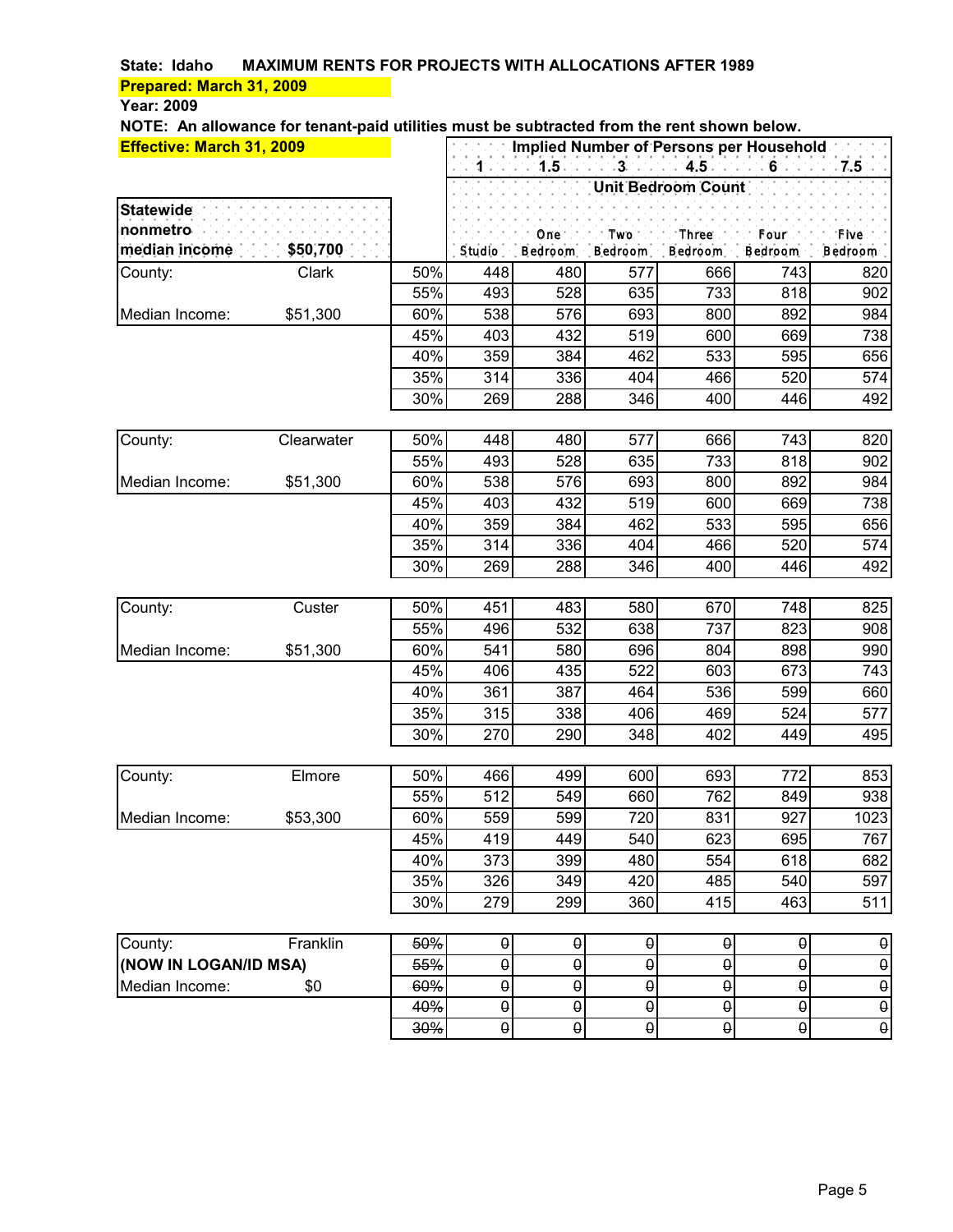**State: Idaho MAXIMUM RENTS FOR PROJECTS WITH ALLOCATIONS AFTER 1989**

**Prepared: March 31, 2009**

**Year: 2009**

**NOTE: An allowance for tenant-paid utilities must be subtracted from the rent shown below.**

**Effective: March 31, 2009**

| | | | Implied Number of Persons per Household | | | | | |
|---|---|---|---|---|---|---|---|---|
| | | | 1 | 1.5 | 3 | 4.5 | 6 | 7.5 |
| | | | Unit Bedroom Count | | | | | |
| **Statewide nonmetro median income** | **$50,700** | | Studio | One Bedroom | Two Bedroom | Three Bedroom | Four Bedroom | Five Bedroom |
| County: | Clark | 50% | 448 | 480 | 577 | 666 | 743 | 820 |
| | | 55% | 493 | 528 | 635 | 733 | 818 | 902 |
| Median Income: | $51,300 | 60% | 538 | 576 | 693 | 800 | 892 | 984 |
| | | 45% | 403 | 432 | 519 | 600 | 669 | 738 |
| | | 40% | 359 | 384 | 462 | 533 | 595 | 656 |
| | | 35% | 314 | 336 | 404 | 466 | 520 | 574 |
| | | 30% | 269 | 288 | 346 | 400 | 446 | 492 |
| County: | Clearwater | 50% | 448 | 480 | 577 | 666 | 743 | 820 |
| | | 55% | 493 | 528 | 635 | 733 | 818 | 902 |
| Median Income: | $51,300 | 60% | 538 | 576 | 693 | 800 | 892 | 984 |
| | | 45% | 403 | 432 | 519 | 600 | 669 | 738 |
| | | 40% | 359 | 384 | 462 | 533 | 595 | 656 |
| | | 35% | 314 | 336 | 404 | 466 | 520 | 574 |
| | | 30% | 269 | 288 | 346 | 400 | 446 | 492 |
| County: | Custer | 50% | 451 | 483 | 580 | 670 | 748 | 825 |
| | | 55% | 496 | 532 | 638 | 737 | 823 | 908 |
| Median Income: | $51,300 | 60% | 541 | 580 | 696 | 804 | 898 | 990 |
| | | 45% | 406 | 435 | 522 | 603 | 673 | 743 |
| | | 40% | 361 | 387 | 464 | 536 | 599 | 660 |
| | | 35% | 315 | 338 | 406 | 469 | 524 | 577 |
| | | 30% | 270 | 290 | 348 | 402 | 449 | 495 |
| County: | Elmore | 50% | 466 | 499 | 600 | 693 | 772 | 853 |
| | | 55% | 512 | 549 | 660 | 762 | 849 | 938 |
| Median Income: | $53,300 | 60% | 559 | 599 | 720 | 831 | 927 | 1023 |
| | | 45% | 419 | 449 | 540 | 623 | 695 | 767 |
| | | 40% | 373 | 399 | 480 | 554 | 618 | 682 |
| | | 35% | 326 | 349 | 420 | 485 | 540 | 597 |
| | | 30% | 279 | 299 | 360 | 415 | 463 | 511 |
| County: | Franklin | ~~50%~~ | ~~0~~ | ~~0~~ | ~~0~~ | ~~0~~ | ~~0~~ | ~~0~~ |
| **(NOW IN LOGAN/ID MSA)** | | ~~55%~~ | ~~0~~ | ~~0~~ | ~~0~~ | ~~0~~ | ~~0~~ | ~~0~~ |
| Median Income: | $0 | ~~60%~~ | ~~0~~ | ~~0~~ | ~~0~~ | ~~0~~ | ~~0~~ | ~~0~~ |
| | | ~~40%~~ | ~~0~~ | ~~0~~ | ~~0~~ | ~~0~~ | ~~0~~ | ~~0~~ |
| | | ~~30%~~ | ~~0~~ | ~~0~~ | ~~0~~ | ~~0~~ | ~~0~~ | ~~0~~ |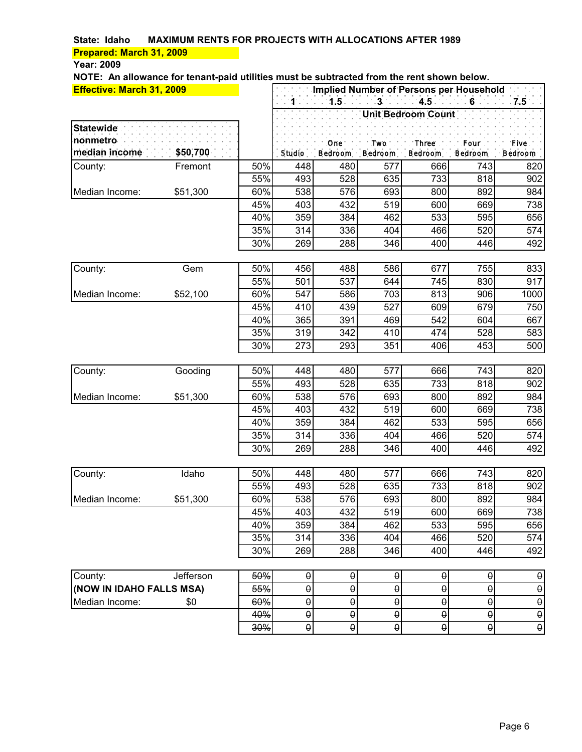**State: Idaho MAXIMUM RENTS FOR PROJECTS WITH ALLOCATIONS AFTER 1989**

**Prepared: March 31, 2009**

**Year: 2009**

**NOTE: An allowance for tenant-paid utilities must be subtracted from the rent shown below.**

**Effective: March 31, 2009**

| | | | Implied Number of Persons per Household | | | | | |
|---|---|---|---|---|---|---|---|---|
| | | | 1 | 1.5 | 3 | 4.5 | 6 | 7.5 |
| | | | Unit Bedroom Count | | | | | |
| **Statewide nonmetro median income** | **$50,700** | | Studio | One Bedroom | Two Bedroom | Three Bedroom | Four Bedroom | Five Bedroom |
| County: | Fremont | 50% | 448 | 480 | 577 | 666 | 743 | 820 |
| | | 55% | 493 | 528 | 635 | 733 | 818 | 902 |
| Median Income: | $51,300 | 60% | 538 | 576 | 693 | 800 | 892 | 984 |
| | | 45% | 403 | 432 | 519 | 600 | 669 | 738 |
| | | 40% | 359 | 384 | 462 | 533 | 595 | 656 |
| | | 35% | 314 | 336 | 404 | 466 | 520 | 574 |
| | | 30% | 269 | 288 | 346 | 400 | 446 | 492 |
| County: | Gem | 50% | 456 | 488 | 586 | 677 | 755 | 833 |
| | | 55% | 501 | 537 | 644 | 745 | 830 | 917 |
| Median Income: | $52,100 | 60% | 547 | 586 | 703 | 813 | 906 | 1000 |
| | | 45% | 410 | 439 | 527 | 609 | 679 | 750 |
| | | 40% | 365 | 391 | 469 | 542 | 604 | 667 |
| | | 35% | 319 | 342 | 410 | 474 | 528 | 583 |
| | | 30% | 273 | 293 | 351 | 406 | 453 | 500 |
| County: | Gooding | 50% | 448 | 480 | 577 | 666 | 743 | 820 |
| | | 55% | 493 | 528 | 635 | 733 | 818 | 902 |
| Median Income: | $51,300 | 60% | 538 | 576 | 693 | 800 | 892 | 984 |
| | | 45% | 403 | 432 | 519 | 600 | 669 | 738 |
| | | 40% | 359 | 384 | 462 | 533 | 595 | 656 |
| | | 35% | 314 | 336 | 404 | 466 | 520 | 574 |
| | | 30% | 269 | 288 | 346 | 400 | 446 | 492 |
| County: | Idaho | 50% | 448 | 480 | 577 | 666 | 743 | 820 |
| | | 55% | 493 | 528 | 635 | 733 | 818 | 902 |
| Median Income: | $51,300 | 60% | 538 | 576 | 693 | 800 | 892 | 984 |
| | | 45% | 403 | 432 | 519 | 600 | 669 | 738 |
| | | 40% | 359 | 384 | 462 | 533 | 595 | 656 |
| | | 35% | 314 | 336 | 404 | 466 | 520 | 574 |
| | | 30% | 269 | 288 | 346 | 400 | 446 | 492 |
| County: | Jefferson | ~~50%~~ | ~~0~~ | ~~0~~ | ~~0~~ | ~~0~~ | ~~0~~ | ~~0~~ |
| **(NOW IN IDAHO FALLS MSA)** | | ~~55%~~ | ~~0~~ | ~~0~~ | ~~0~~ | ~~0~~ | ~~0~~ | ~~0~~ |
| Median Income: | $0 | ~~60%~~ | ~~0~~ | ~~0~~ | ~~0~~ | ~~0~~ | ~~0~~ | ~~0~~ |
| | | ~~40%~~ | ~~0~~ | ~~0~~ | ~~0~~ | ~~0~~ | ~~0~~ | ~~0~~ |
| | | ~~30%~~ | ~~0~~ | ~~0~~ | ~~0~~ | ~~0~~ | ~~0~~ | ~~0~~ |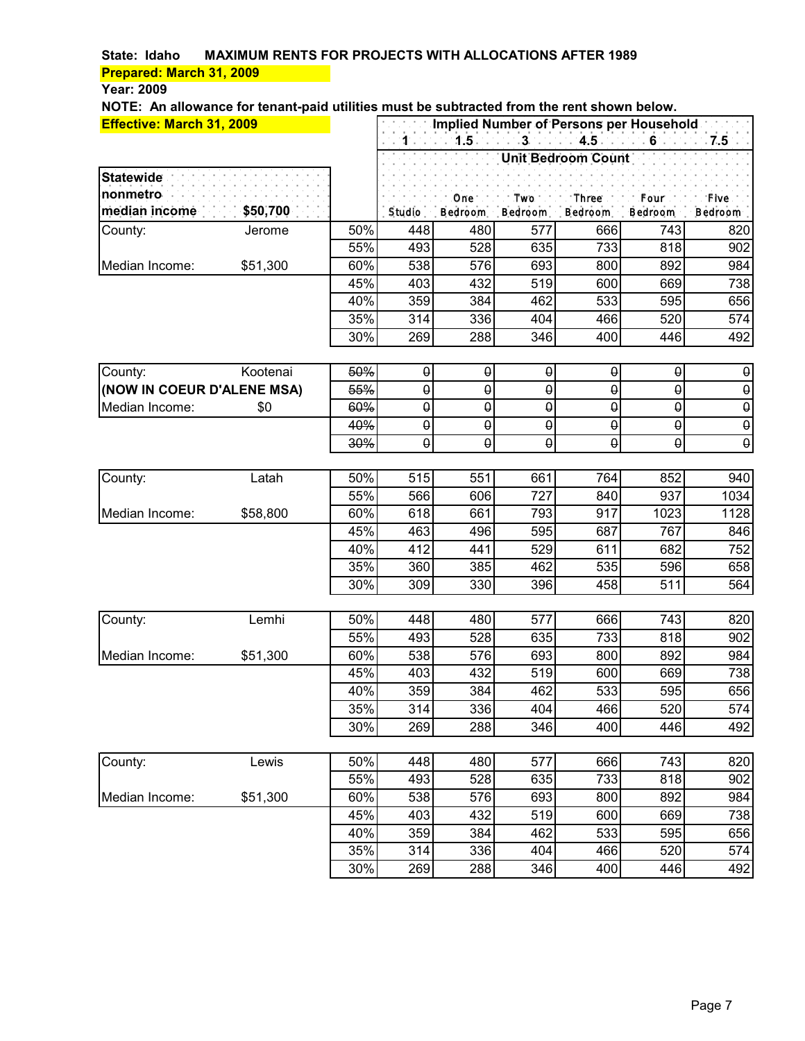**State: Idaho     MAXIMUM RENTS FOR PROJECTS WITH ALLOCATIONS AFTER 1989**

**Prepared: March 31, 2009**

**Year: 2009**

**NOTE: An allowance for tenant-paid utilities must be subtracted from the rent shown below.**

**Effective: March 31, 2009**

| | | | Implied Number of Persons per Household | | | | | |
|---|---|---|---|---|---|---|---|---|
| | | | 1 | 1.5 | 3 | 4.5 | 6 | 7.5 |
| | | | Unit Bedroom Count | | | | | |
| **Statewide nonmetro median income** | **$50,700** | | Studio | One Bedroom | Two Bedroom | Three Bedroom | Four Bedroom | Five Bedroom |
| County: | Jerome | 50% | 448 | 480 | 577 | 666 | 743 | 820 |
| | | 55% | 493 | 528 | 635 | 733 | 818 | 902 |
| Median Income: | $51,300 | 60% | 538 | 576 | 693 | 800 | 892 | 984 |
| | | 45% | 403 | 432 | 519 | 600 | 669 | 738 |
| | | 40% | 359 | 384 | 462 | 533 | 595 | 656 |
| | | 35% | 314 | 336 | 404 | 466 | 520 | 574 |
| | | 30% | 269 | 288 | 346 | 400 | 446 | 492 |
| | | | | | | | | |
| County: | Kootenai | ~~50%~~ | ~~0~~ | ~~0~~ | ~~0~~ | ~~0~~ | ~~0~~ | ~~0~~ |
| **(NOW IN COEUR D'ALENE MSA)** | | ~~55%~~ | ~~0~~ | ~~0~~ | ~~0~~ | ~~0~~ | ~~0~~ | ~~0~~ |
| Median Income: | $0 | ~~60%~~ | ~~0~~ | ~~0~~ | ~~0~~ | ~~0~~ | ~~0~~ | ~~0~~ |
| | | ~~40%~~ | ~~0~~ | ~~0~~ | ~~0~~ | ~~0~~ | ~~0~~ | ~~0~~ |
| | | ~~30%~~ | ~~0~~ | ~~0~~ | ~~0~~ | ~~0~~ | ~~0~~ | ~~0~~ |
| | | | | | | | | |
| County: | Latah | 50% | 515 | 551 | 661 | 764 | 852 | 940 |
| | | 55% | 566 | 606 | 727 | 840 | 937 | 1034 |
| Median Income: | $58,800 | 60% | 618 | 661 | 793 | 917 | 1023 | 1128 |
| | | 45% | 463 | 496 | 595 | 687 | 767 | 846 |
| | | 40% | 412 | 441 | 529 | 611 | 682 | 752 |
| | | 35% | 360 | 385 | 462 | 535 | 596 | 658 |
| | | 30% | 309 | 330 | 396 | 458 | 511 | 564 |
| | | | | | | | | |
| County: | Lemhi | 50% | 448 | 480 | 577 | 666 | 743 | 820 |
| | | 55% | 493 | 528 | 635 | 733 | 818 | 902 |
| Median Income: | $51,300 | 60% | 538 | 576 | 693 | 800 | 892 | 984 |
| | | 45% | 403 | 432 | 519 | 600 | 669 | 738 |
| | | 40% | 359 | 384 | 462 | 533 | 595 | 656 |
| | | 35% | 314 | 336 | 404 | 466 | 520 | 574 |
| | | 30% | 269 | 288 | 346 | 400 | 446 | 492 |
| | | | | | | | | |
| County: | Lewis | 50% | 448 | 480 | 577 | 666 | 743 | 820 |
| | | 55% | 493 | 528 | 635 | 733 | 818 | 902 |
| Median Income: | $51,300 | 60% | 538 | 576 | 693 | 800 | 892 | 984 |
| | | 45% | 403 | 432 | 519 | 600 | 669 | 738 |
| | | 40% | 359 | 384 | 462 | 533 | 595 | 656 |
| | | 35% | 314 | 336 | 404 | 466 | 520 | 574 |
| | | 30% | 269 | 288 | 346 | 400 | 446 | 492 |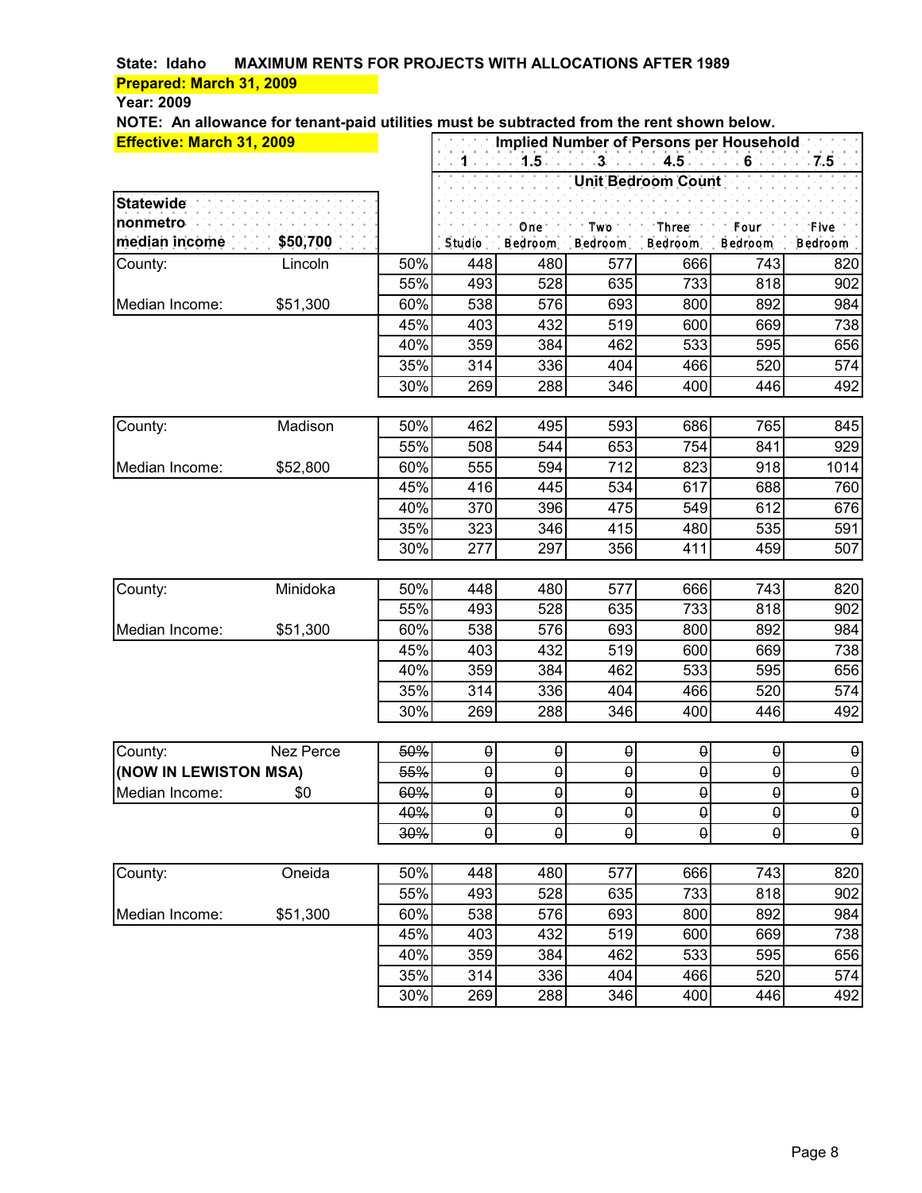**State: Idaho MAXIMUM RENTS FOR PROJECTS WITH ALLOCATIONS AFTER 1989**

**Prepared: March 31, 2009**

**Year: 2009**

**NOTE: An allowance for tenant-paid utilities must be subtracted from the rent shown below.**

**Effective: March 31, 2009**

| | | | Implied Number of Persons per Household | | | | | |
|---|---|---|---|---|---|---|---|---|
| | | | 1 | 1.5 | 3 | 4.5 | 6 | 7.5 |
| | | | Unit Bedroom Count | | | | | |
| **Statewide nonmetro median income** | **$50,700** | | Studio | One Bedroom | Two Bedroom | Three Bedroom | Four Bedroom | Five Bedroom |
| County: | Lincoln | 50% | 448 | 480 | 577 | 666 | 743 | 820 |
| | | 55% | 493 | 528 | 635 | 733 | 818 | 902 |
| Median Income: | $51,300 | 60% | 538 | 576 | 693 | 800 | 892 | 984 |
| | | 45% | 403 | 432 | 519 | 600 | 669 | 738 |
| | | 40% | 359 | 384 | 462 | 533 | 595 | 656 |
| | | 35% | 314 | 336 | 404 | 466 | 520 | 574 |
| | | 30% | 269 | 288 | 346 | 400 | 446 | 492 |
| County: | Madison | 50% | 462 | 495 | 593 | 686 | 765 | 845 |
| | | 55% | 508 | 544 | 653 | 754 | 841 | 929 |
| Median Income: | $52,800 | 60% | 555 | 594 | 712 | 823 | 918 | 1014 |
| | | 45% | 416 | 445 | 534 | 617 | 688 | 760 |
| | | 40% | 370 | 396 | 475 | 549 | 612 | 676 |
| | | 35% | 323 | 346 | 415 | 480 | 535 | 591 |
| | | 30% | 277 | 297 | 356 | 411 | 459 | 507 |
| County: | Minidoka | 50% | 448 | 480 | 577 | 666 | 743 | 820 |
| | | 55% | 493 | 528 | 635 | 733 | 818 | 902 |
| Median Income: | $51,300 | 60% | 538 | 576 | 693 | 800 | 892 | 984 |
| | | 45% | 403 | 432 | 519 | 600 | 669 | 738 |
| | | 40% | 359 | 384 | 462 | 533 | 595 | 656 |
| | | 35% | 314 | 336 | 404 | 466 | 520 | 574 |
| | | 30% | 269 | 288 | 346 | 400 | 446 | 492 |
| County: | Nez Perce | ~~50%~~ | ~~0~~ | ~~0~~ | ~~0~~ | ~~0~~ | ~~0~~ | ~~0~~ |
| **(NOW IN LEWISTON MSA)** | | ~~55%~~ | ~~0~~ | ~~0~~ | ~~0~~ | ~~0~~ | ~~0~~ | ~~0~~ |
| Median Income: | $0 | ~~60%~~ | ~~0~~ | ~~0~~ | ~~0~~ | ~~0~~ | ~~0~~ | ~~0~~ |
| | | ~~40%~~ | ~~0~~ | ~~0~~ | ~~0~~ | ~~0~~ | ~~0~~ | ~~0~~ |
| | | ~~30%~~ | ~~0~~ | ~~0~~ | ~~0~~ | ~~0~~ | ~~0~~ | ~~0~~ |
| County: | Oneida | 50% | 448 | 480 | 577 | 666 | 743 | 820 |
| | | 55% | 493 | 528 | 635 | 733 | 818 | 902 |
| Median Income: | $51,300 | 60% | 538 | 576 | 693 | 800 | 892 | 984 |
| | | 45% | 403 | 432 | 519 | 600 | 669 | 738 |
| | | 40% | 359 | 384 | 462 | 533 | 595 | 656 |
| | | 35% | 314 | 336 | 404 | 466 | 520 | 574 |
| | | 30% | 269 | 288 | 346 | 400 | 446 | 492 |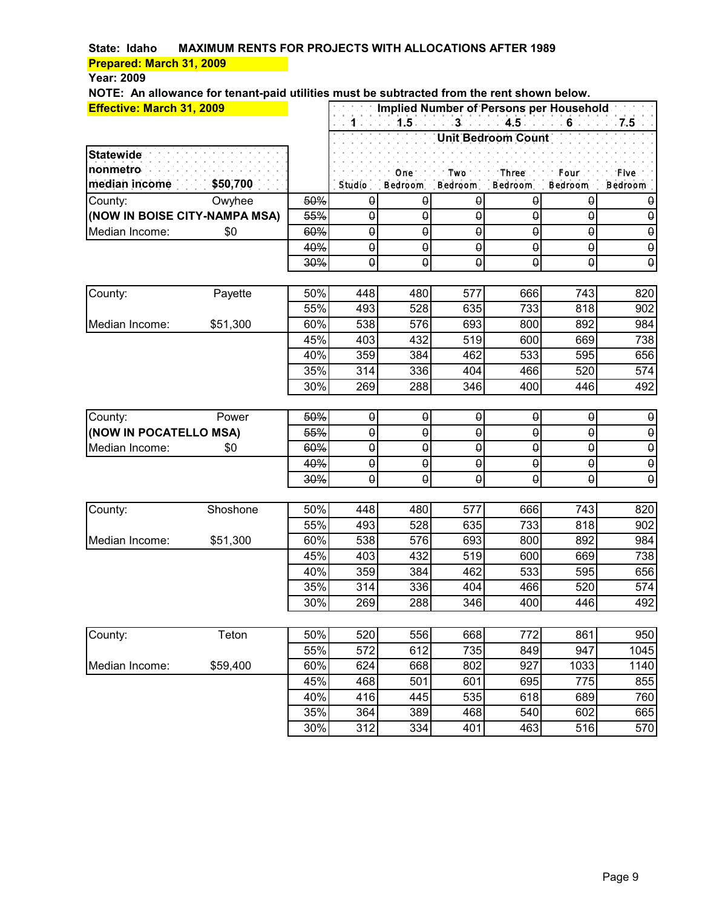**State: Idaho MAXIMUM RENTS FOR PROJECTS WITH ALLOCATIONS AFTER 1989**

**Prepared: March 31, 2009**

**Year: 2009**

**NOTE: An allowance for tenant-paid utilities must be subtracted from the rent shown below.**

**Effective: March 31, 2009**

| | | | Implied Number of Persons per Household | | | | | |
|---|---|---|---|---|---|---|---|---|
| | | | 1 | 1.5 | 3 | 4.5 | 6 | 7.5 |
| | | | Unit Bedroom Count | | | | | |
| **Statewide nonmetro median income** | **$50,700** | | Studio | One Bedroom | Two Bedroom | Three Bedroom | Four Bedroom | Five Bedroom |
| County: | Owyhee | ~~50%~~ | ~~0~~ | ~~0~~ | ~~0~~ | ~~0~~ | ~~0~~ | ~~0~~ |
| **(NOW IN BOISE CITY-NAMPA MSA)** | | ~~55%~~ | ~~0~~ | ~~0~~ | ~~0~~ | ~~0~~ | ~~0~~ | ~~0~~ |
| Median Income: | $0 | ~~60%~~ | ~~0~~ | ~~0~~ | ~~0~~ | ~~0~~ | ~~0~~ | ~~0~~ |
| | | ~~40%~~ | ~~0~~ | ~~0~~ | ~~0~~ | ~~0~~ | ~~0~~ | ~~0~~ |
| | | ~~30%~~ | ~~0~~ | ~~0~~ | ~~0~~ | ~~0~~ | ~~0~~ | ~~0~~ |
| County: | Payette | 50% | 448 | 480 | 577 | 666 | 743 | 820 |
| | | 55% | 493 | 528 | 635 | 733 | 818 | 902 |
| Median Income: | $51,300 | 60% | 538 | 576 | 693 | 800 | 892 | 984 |
| | | 45% | 403 | 432 | 519 | 600 | 669 | 738 |
| | | 40% | 359 | 384 | 462 | 533 | 595 | 656 |
| | | 35% | 314 | 336 | 404 | 466 | 520 | 574 |
| | | 30% | 269 | 288 | 346 | 400 | 446 | 492 |
| County: | Power | ~~50%~~ | ~~0~~ | ~~0~~ | ~~0~~ | ~~0~~ | ~~0~~ | ~~0~~ |
| **(NOW IN POCATELLO MSA)** | | ~~55%~~ | ~~0~~ | ~~0~~ | ~~0~~ | ~~0~~ | ~~0~~ | ~~0~~ |
| Median Income: | $0 | ~~60%~~ | ~~0~~ | ~~0~~ | ~~0~~ | ~~0~~ | ~~0~~ | ~~0~~ |
| | | ~~40%~~ | ~~0~~ | ~~0~~ | ~~0~~ | ~~0~~ | ~~0~~ | ~~0~~ |
| | | ~~30%~~ | ~~0~~ | ~~0~~ | ~~0~~ | ~~0~~ | ~~0~~ | ~~0~~ |
| County: | Shoshone | 50% | 448 | 480 | 577 | 666 | 743 | 820 |
| | | 55% | 493 | 528 | 635 | 733 | 818 | 902 |
| Median Income: | $51,300 | 60% | 538 | 576 | 693 | 800 | 892 | 984 |
| | | 45% | 403 | 432 | 519 | 600 | 669 | 738 |
| | | 40% | 359 | 384 | 462 | 533 | 595 | 656 |
| | | 35% | 314 | 336 | 404 | 466 | 520 | 574 |
| | | 30% | 269 | 288 | 346 | 400 | 446 | 492 |
| County: | Teton | 50% | 520 | 556 | 668 | 772 | 861 | 950 |
| | | 55% | 572 | 612 | 735 | 849 | 947 | 1045 |
| Median Income: | $59,400 | 60% | 624 | 668 | 802 | 927 | 1033 | 1140 |
| | | 45% | 468 | 501 | 601 | 695 | 775 | 855 |
| | | 40% | 416 | 445 | 535 | 618 | 689 | 760 |
| | | 35% | 364 | 389 | 468 | 540 | 602 | 665 |
| | | 30% | 312 | 334 | 401 | 463 | 516 | 570 |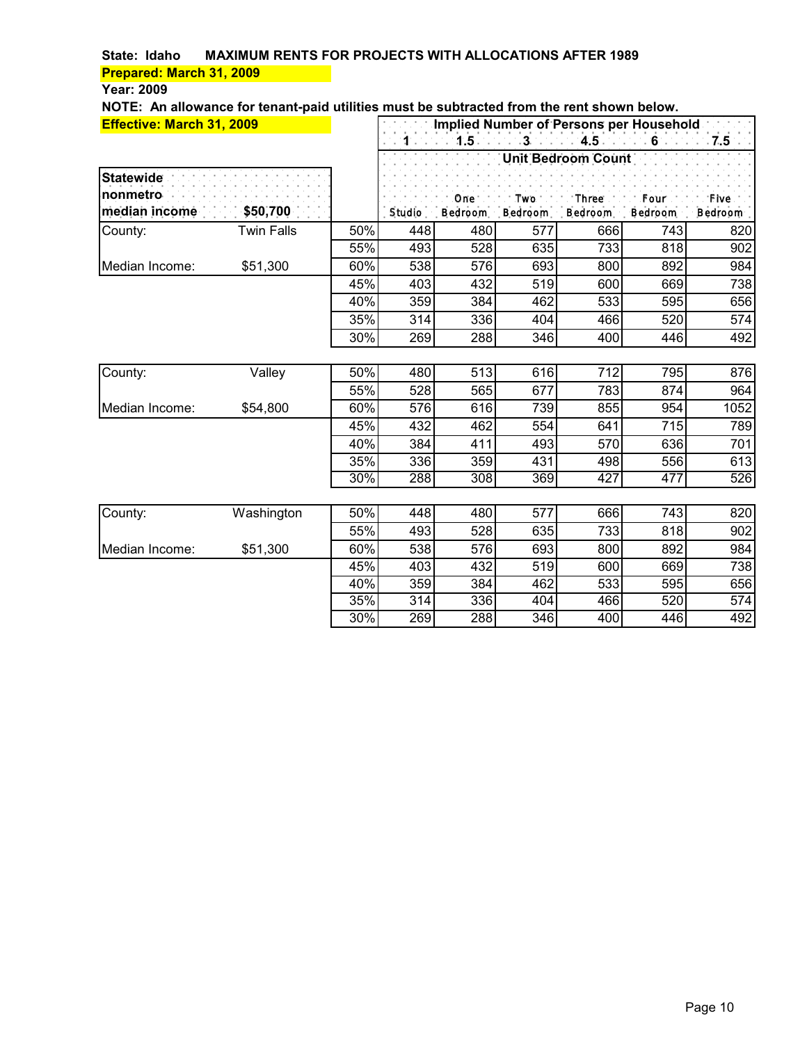**State: Idaho MAXIMUM RENTS FOR PROJECTS WITH ALLOCATIONS AFTER 1989**

**Prepared: March 31, 2009**

**Year: 2009**

**NOTE: An allowance for tenant-paid utilities must be subtracted from the rent shown below.**

**Effective: March 31, 2009**

| | | | Implied Number of Persons per Household | | | | | |
|---|---|---|---|---|---|---|---|---|
| | | | 1 | 1.5 | 3 | 4.5 | 6 | 7.5 |
| | | | Unit Bedroom Count | | | | | |
| **Statewide nonmetro median income** | **$50,700** | | Studio | One Bedroom | Two Bedroom | Three Bedroom | Four Bedroom | Five Bedroom |
| County: | Twin Falls | 50% | 448 | 480 | 577 | 666 | 743 | 820 |
| | | 55% | 493 | 528 | 635 | 733 | 818 | 902 |
| Median Income: | $51,300 | 60% | 538 | 576 | 693 | 800 | 892 | 984 |
| | | 45% | 403 | 432 | 519 | 600 | 669 | 738 |
| | | 40% | 359 | 384 | 462 | 533 | 595 | 656 |
| | | 35% | 314 | 336 | 404 | 466 | 520 | 574 |
| | | 30% | 269 | 288 | 346 | 400 | 446 | 492 |
| County: | Valley | 50% | 480 | 513 | 616 | 712 | 795 | 876 |
| | | 55% | 528 | 565 | 677 | 783 | 874 | 964 |
| Median Income: | $54,800 | 60% | 576 | 616 | 739 | 855 | 954 | 1052 |
| | | 45% | 432 | 462 | 554 | 641 | 715 | 789 |
| | | 40% | 384 | 411 | 493 | 570 | 636 | 701 |
| | | 35% | 336 | 359 | 431 | 498 | 556 | 613 |
| | | 30% | 288 | 308 | 369 | 427 | 477 | 526 |
| County: | Washington | 50% | 448 | 480 | 577 | 666 | 743 | 820 |
| | | 55% | 493 | 528 | 635 | 733 | 818 | 902 |
| Median Income: | $51,300 | 60% | 538 | 576 | 693 | 800 | 892 | 984 |
| | | 45% | 403 | 432 | 519 | 600 | 669 | 738 |
| | | 40% | 359 | 384 | 462 | 533 | 595 | 656 |
| | | 35% | 314 | 336 | 404 | 466 | 520 | 574 |
| | | 30% | 269 | 288 | 346 | 400 | 446 | 492 |